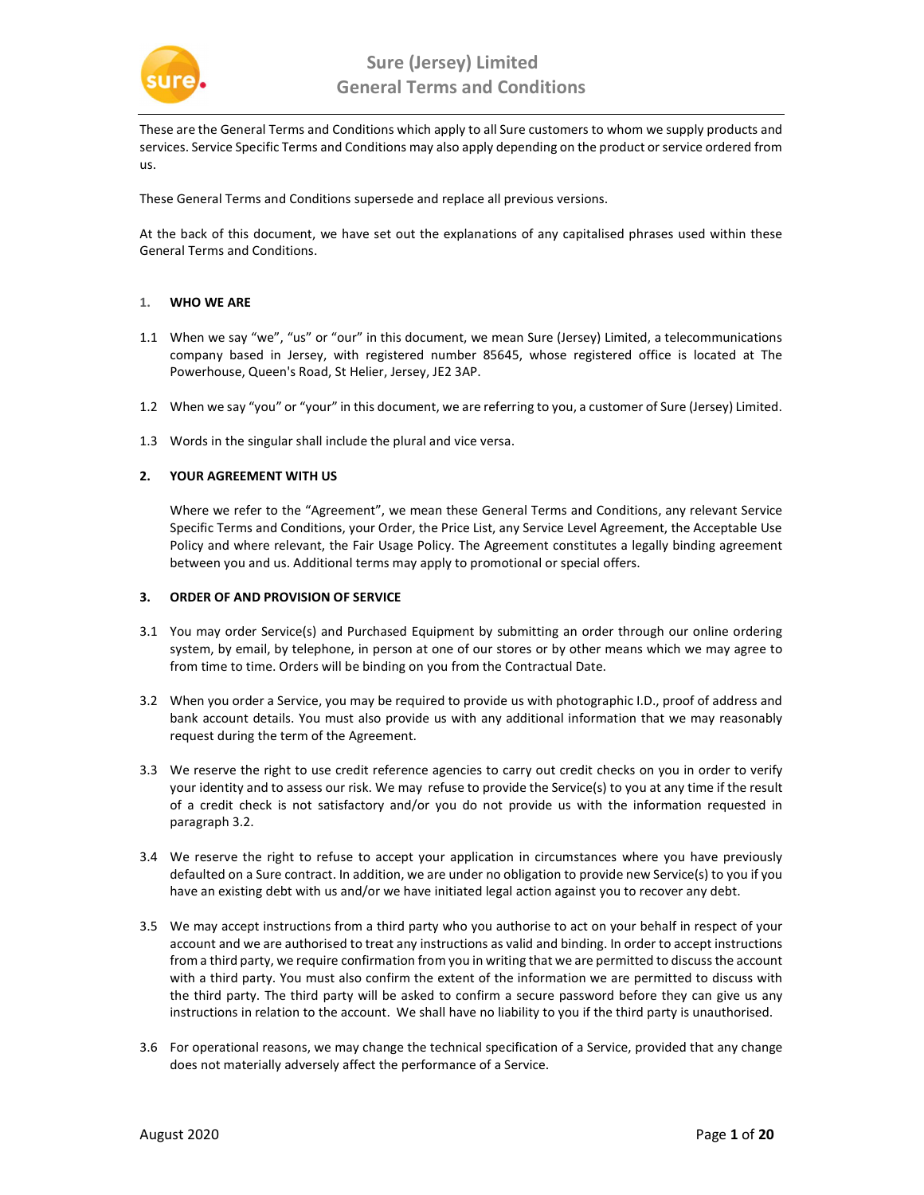# Sure (Jersey) Limited
# General Terms and Conditions

These are the General Terms and Conditions which apply to all Sure customers to whom we supply products and services. Service Specific Terms and Conditions may also apply depending on the product or service ordered from us.

These General Terms and Conditions supersede and replace all previous versions.

At the back of this document, we have set out the explanations of any capitalised phrases used within these General Terms and Conditions.

## 1. WHO WE ARE

1.1 When we say "we", "us" or "our" in this document, we mean Sure (Jersey) Limited, a telecommunications company based in Jersey, with registered number 85645, whose registered office is located at The Powerhouse, Queen's Road, St Helier, Jersey, JE2 3AP.

1.2 When we say "you" or "your" in this document, we are referring to you, a customer of Sure (Jersey) Limited.

1.3 Words in the singular shall include the plural and vice versa.

## 2. YOUR AGREEMENT WITH US

Where we refer to the "Agreement", we mean these General Terms and Conditions, any relevant Service Specific Terms and Conditions, your Order, the Price List, any Service Level Agreement, the Acceptable Use Policy and where relevant, the Fair Usage Policy. The Agreement constitutes a legally binding agreement between you and us. Additional terms may apply to promotional or special offers.

## 3. ORDER OF AND PROVISION OF SERVICE

3.1 You may order Service(s) and Purchased Equipment by submitting an order through our online ordering system, by email, by telephone, in person at one of our stores or by other means which we may agree to from time to time. Orders will be binding on you from the Contractual Date.

3.2 When you order a Service, you may be required to provide us with photographic I.D., proof of address and bank account details. You must also provide us with any additional information that we may reasonably request during the term of the Agreement.

3.3 We reserve the right to use credit reference agencies to carry out credit checks on you in order to verify your identity and to assess our risk. We may refuse to provide the Service(s) to you at any time if the result of a credit check is not satisfactory and/or you do not provide us with the information requested in paragraph 3.2.

3.4 We reserve the right to refuse to accept your application in circumstances where you have previously defaulted on a Sure contract. In addition, we are under no obligation to provide new Service(s) to you if you have an existing debt with us and/or we have initiated legal action against you to recover any debt.

3.5 We may accept instructions from a third party who you authorise to act on your behalf in respect of your account and we are authorised to treat any instructions as valid and binding. In order to accept instructions from a third party, we require confirmation from you in writing that we are permitted to discuss the account with a third party. You must also confirm the extent of the information we are permitted to discuss with the third party. The third party will be asked to confirm a secure password before they can give us any instructions in relation to the account. We shall have no liability to you if the third party is unauthorised.

3.6 For operational reasons, we may change the technical specification of a Service, provided that any change does not materially adversely affect the performance of a Service.

August 2020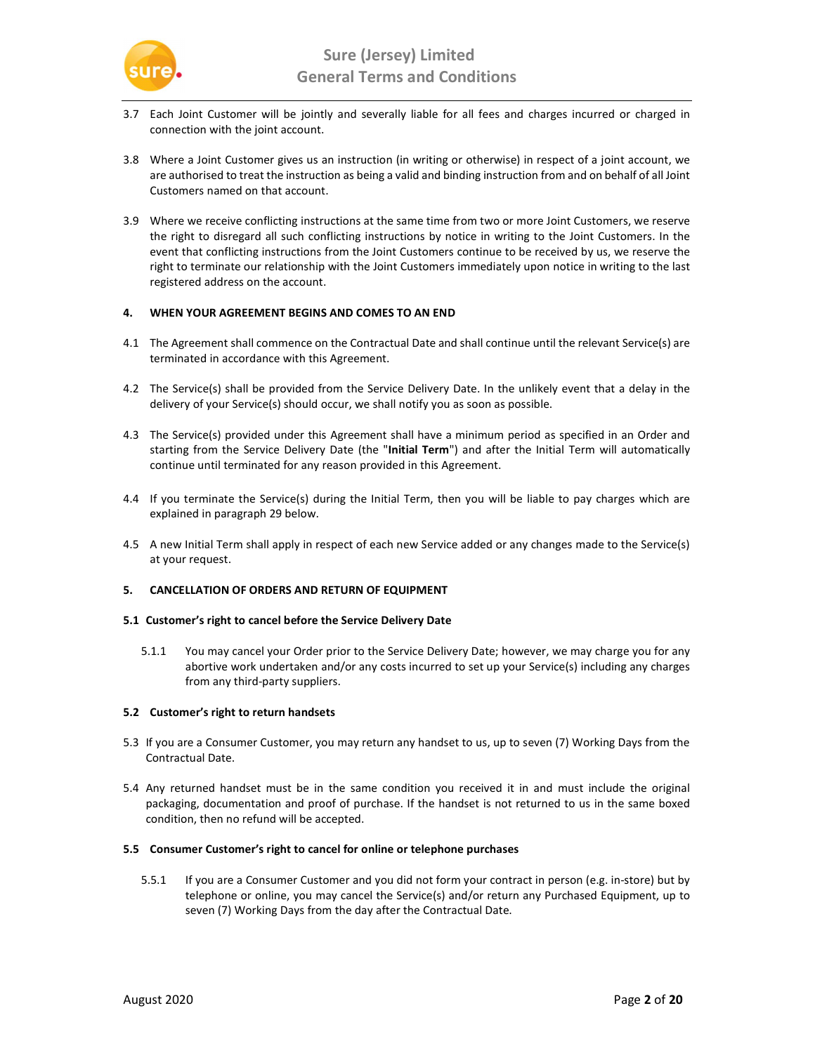3.7 Each Joint Customer will be jointly and severally liable for all fees and charges incurred or charged in connection with the joint account.

3.8 Where a Joint Customer gives us an instruction (in writing or otherwise) in respect of a joint account, we are authorised to treat the instruction as being a valid and binding instruction from and on behalf of all Joint Customers named on that account.

3.9 Where we receive conflicting instructions at the same time from two or more Joint Customers, we reserve the right to disregard all such conflicting instructions by notice in writing to the Joint Customers. In the event that conflicting instructions from the Joint Customers continue to be received by us, we reserve the right to terminate our relationship with the Joint Customers immediately upon notice in writing to the last registered address on the account.

## 4. WHEN YOUR AGREEMENT BEGINS AND COMES TO AN END

4.1 The Agreement shall commence on the Contractual Date and shall continue until the relevant Service(s) are terminated in accordance with this Agreement.

4.2 The Service(s) shall be provided from the Service Delivery Date. In the unlikely event that a delay in the delivery of your Service(s) should occur, we shall notify you as soon as possible.

4.3 The Service(s) provided under this Agreement shall have a minimum period as specified in an Order and starting from the Service Delivery Date (the "**Initial Term**") and after the Initial Term will automatically continue until terminated for any reason provided in this Agreement.

4.4 If you terminate the Service(s) during the Initial Term, then you will be liable to pay charges which are explained in paragraph 29 below.

4.5 A new Initial Term shall apply in respect of each new Service added or any changes made to the Service(s) at your request.

## 5. CANCELLATION OF ORDERS AND RETURN OF EQUIPMENT

### 5.1 Customer's right to cancel before the Service Delivery Date

5.1.1 You may cancel your Order prior to the Service Delivery Date; however, we may charge you for any abortive work undertaken and/or any costs incurred to set up your Service(s) including any charges from any third-party suppliers.

### 5.2 Customer's right to return handsets

5.3 If you are a Consumer Customer, you may return any handset to us, up to seven (7) Working Days from the Contractual Date.

5.4 Any returned handset must be in the same condition you received it in and must include the original packaging, documentation and proof of purchase. If the handset is not returned to us in the same boxed condition, then no refund will be accepted.

### 5.5 Consumer Customer's right to cancel for online or telephone purchases

5.5.1 If you are a Consumer Customer and you did not form your contract in person (e.g. in-store) but by telephone or online, you may cancel the Service(s) and/or return any Purchased Equipment, up to seven (7) Working Days from the day after the Contractual Date.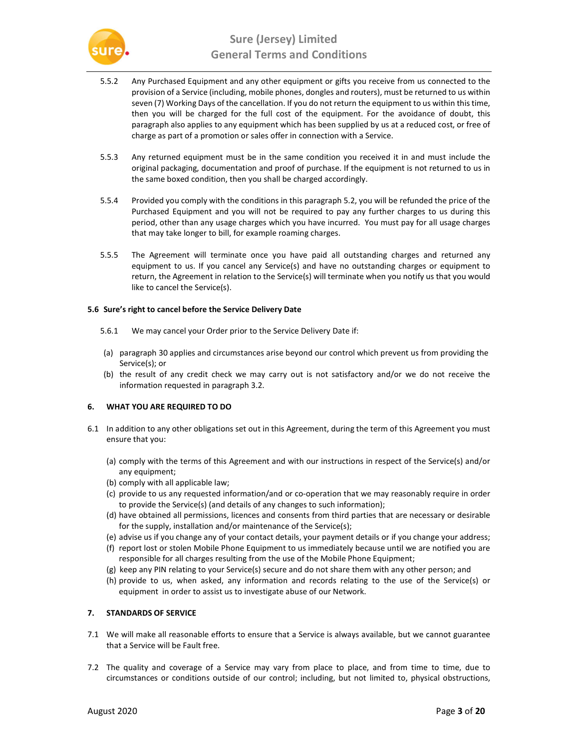5.5.2 Any Purchased Equipment and any other equipment or gifts you receive from us connected to the provision of a Service (including, mobile phones, dongles and routers), must be returned to us within seven (7) Working Days of the cancellation. If you do not return the equipment to us within this time, then you will be charged for the full cost of the equipment. For the avoidance of doubt, this paragraph also applies to any equipment which has been supplied by us at a reduced cost, or free of charge as part of a promotion or sales offer in connection with a Service.

5.5.3 Any returned equipment must be in the same condition you received it in and must include the original packaging, documentation and proof of purchase. If the equipment is not returned to us in the same boxed condition, then you shall be charged accordingly.

5.5.4 Provided you comply with the conditions in this paragraph 5.2, you will be refunded the price of the Purchased Equipment and you will not be required to pay any further charges to us during this period, other than any usage charges which you have incurred. You must pay for all usage charges that may take longer to bill, for example roaming charges.

5.5.5 The Agreement will terminate once you have paid all outstanding charges and returned any equipment to us. If you cancel any Service(s) and have no outstanding charges or equipment to return, the Agreement in relation to the Service(s) will terminate when you notify us that you would like to cancel the Service(s).

**5.6 Sure's right to cancel before the Service Delivery Date**

5.6.1 We may cancel your Order prior to the Service Delivery Date if:

(a) paragraph 30 applies and circumstances arise beyond our control which prevent us from providing the Service(s); or
(b) the result of any credit check we may carry out is not satisfactory and/or we do not receive the information requested in paragraph 3.2.

## 6. WHAT YOU ARE REQUIRED TO DO

6.1 In addition to any other obligations set out in this Agreement, during the term of this Agreement you must ensure that you:

(a) comply with the terms of this Agreement and with our instructions in respect of the Service(s) and/or any equipment;
(b) comply with all applicable law;
(c) provide to us any requested information/and or co-operation that we may reasonably require in order to provide the Service(s) (and details of any changes to such information);
(d) have obtained all permissions, licences and consents from third parties that are necessary or desirable for the supply, installation and/or maintenance of the Service(s);
(e) advise us if you change any of your contact details, your payment details or if you change your address;
(f) report lost or stolen Mobile Phone Equipment to us immediately because until we are notified you are responsible for all charges resulting from the use of the Mobile Phone Equipment;
(g) keep any PIN relating to your Service(s) secure and do not share them with any other person; and
(h) provide to us, when asked, any information and records relating to the use of the Service(s) or equipment in order to assist us to investigate abuse of our Network.

## 7. STANDARDS OF SERVICE

7.1 We will make all reasonable efforts to ensure that a Service is always available, but we cannot guarantee that a Service will be Fault free.

7.2 The quality and coverage of a Service may vary from place to place, and from time to time, due to circumstances or conditions outside of our control; including, but not limited to, physical obstructions,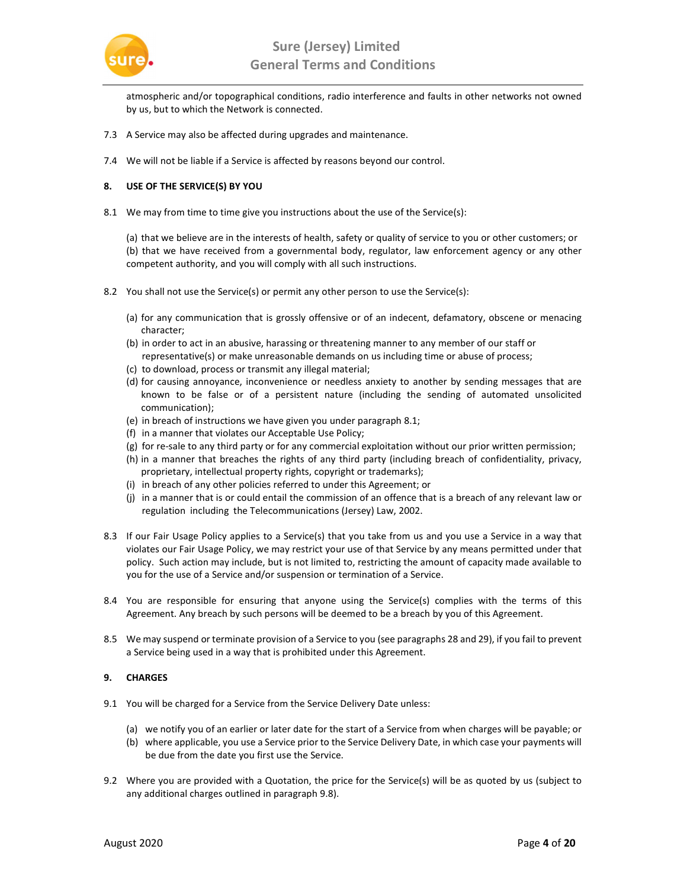atmospheric and/or topographical conditions, radio interference and faults in other networks not owned by us, but to which the Network is connected.

7.3 A Service may also be affected during upgrades and maintenance.

7.4 We will not be liable if a Service is affected by reasons beyond our control.

**8. USE OF THE SERVICE(S) BY YOU**

8.1 We may from time to time give you instructions about the use of the Service(s):

(a) that we believe are in the interests of health, safety or quality of service to you or other customers; or
(b) that we have received from a governmental body, regulator, law enforcement agency or any other competent authority, and you will comply with all such instructions.

8.2 You shall not use the Service(s) or permit any other person to use the Service(s):

(a) for any communication that is grossly offensive or of an indecent, defamatory, obscene or menacing character;
(b) in order to act in an abusive, harassing or threatening manner to any member of our staff or representative(s) or make unreasonable demands on us including time or abuse of process;
(c) to download, process or transmit any illegal material;
(d) for causing annoyance, inconvenience or needless anxiety to another by sending messages that are known to be false or of a persistent nature (including the sending of automated unsolicited communication);
(e) in breach of instructions we have given you under paragraph 8.1;
(f) in a manner that violates our Acceptable Use Policy;
(g) for re-sale to any third party or for any commercial exploitation without our prior written permission;
(h) in a manner that breaches the rights of any third party (including breach of confidentiality, privacy, proprietary, intellectual property rights, copyright or trademarks);
(i) in breach of any other policies referred to under this Agreement; or
(j) in a manner that is or could entail the commission of an offence that is a breach of any relevant law or regulation including the Telecommunications (Jersey) Law, 2002.

8.3 If our Fair Usage Policy applies to a Service(s) that you take from us and you use a Service in a way that violates our Fair Usage Policy, we may restrict your use of that Service by any means permitted under that policy. Such action may include, but is not limited to, restricting the amount of capacity made available to you for the use of a Service and/or suspension or termination of a Service.

8.4 You are responsible for ensuring that anyone using the Service(s) complies with the terms of this Agreement. Any breach by such persons will be deemed to be a breach by you of this Agreement.

8.5 We may suspend or terminate provision of a Service to you (see paragraphs 28 and 29), if you fail to prevent a Service being used in a way that is prohibited under this Agreement.

**9. CHARGES**

9.1 You will be charged for a Service from the Service Delivery Date unless:

(a) we notify you of an earlier or later date for the start of a Service from when charges will be payable; or
(b) where applicable, you use a Service prior to the Service Delivery Date, in which case your payments will be due from the date you first use the Service.

9.2 Where you are provided with a Quotation, the price for the Service(s) will be as quoted by us (subject to any additional charges outlined in paragraph 9.8).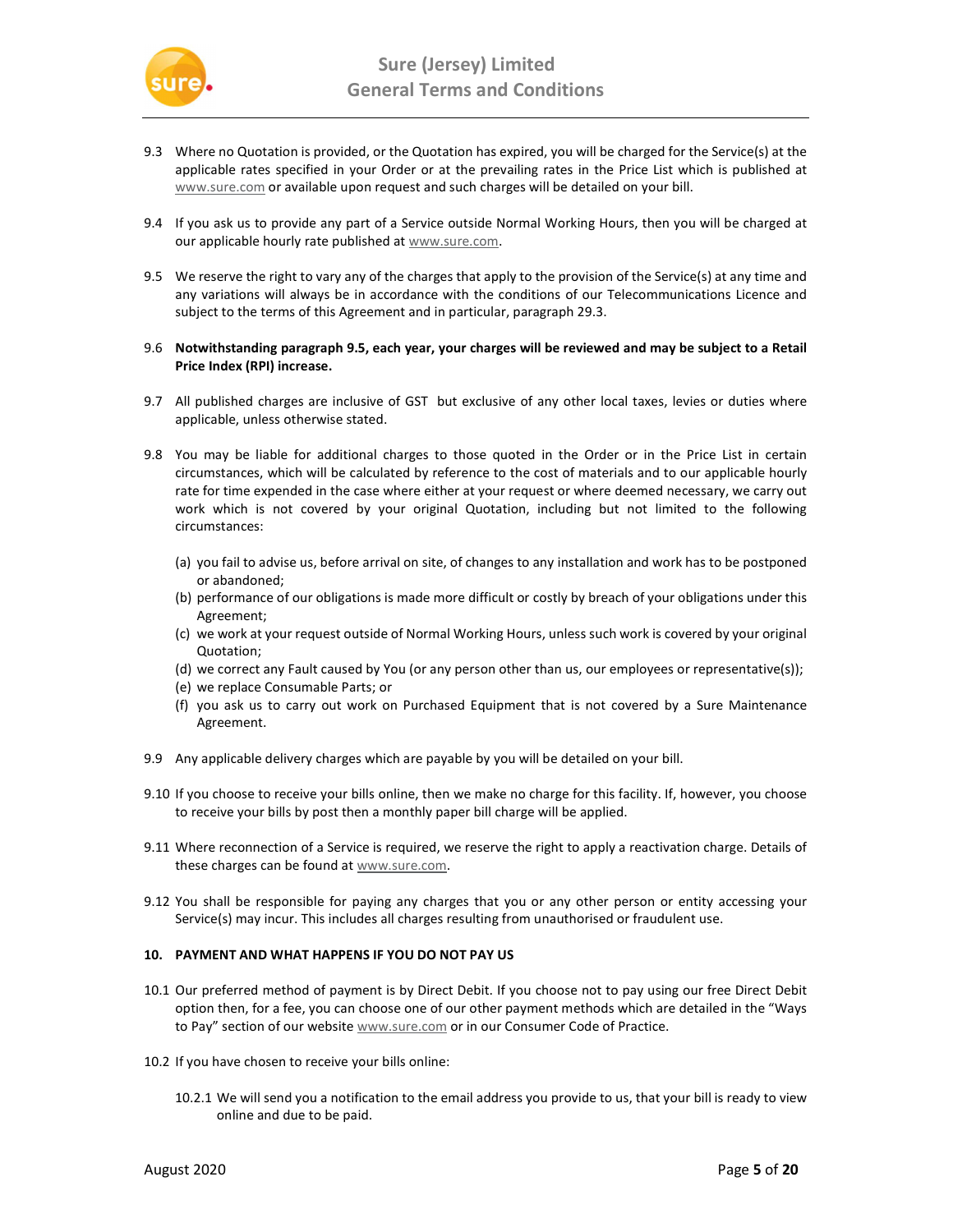9.3 Where no Quotation is provided, or the Quotation has expired, you will be charged for the Service(s) at the applicable rates specified in your Order or at the prevailing rates in the Price List which is published at www.sure.com or available upon request and such charges will be detailed on your bill.

9.4 If you ask us to provide any part of a Service outside Normal Working Hours, then you will be charged at our applicable hourly rate published at www.sure.com.

9.5 We reserve the right to vary any of the charges that apply to the provision of the Service(s) at any time and any variations will always be in accordance with the conditions of our Telecommunications Licence and subject to the terms of this Agreement and in particular, paragraph 29.3.

9.6 **Notwithstanding paragraph 9.5, each year, your charges will be reviewed and may be subject to a Retail Price Index (RPI) increase.**

9.7 All published charges are inclusive of GST but exclusive of any other local taxes, levies or duties where applicable, unless otherwise stated.

9.8 You may be liable for additional charges to those quoted in the Order or in the Price List in certain circumstances, which will be calculated by reference to the cost of materials and to our applicable hourly rate for time expended in the case where either at your request or where deemed necessary, we carry out work which is not covered by your original Quotation, including but not limited to the following circumstances:

(a) you fail to advise us, before arrival on site, of changes to any installation and work has to be postponed or abandoned;
(b) performance of our obligations is made more difficult or costly by breach of your obligations under this Agreement;
(c) we work at your request outside of Normal Working Hours, unless such work is covered by your original Quotation;
(d) we correct any Fault caused by You (or any person other than us, our employees or representative(s));
(e) we replace Consumable Parts; or
(f) you ask us to carry out work on Purchased Equipment that is not covered by a Sure Maintenance Agreement.

9.9 Any applicable delivery charges which are payable by you will be detailed on your bill.

9.10 If you choose to receive your bills online, then we make no charge for this facility. If, however, you choose to receive your bills by post then a monthly paper bill charge will be applied.

9.11 Where reconnection of a Service is required, we reserve the right to apply a reactivation charge. Details of these charges can be found at www.sure.com.

9.12 You shall be responsible for paying any charges that you or any other person or entity accessing your Service(s) may incur. This includes all charges resulting from unauthorised or fraudulent use.

## 10. PAYMENT AND WHAT HAPPENS IF YOU DO NOT PAY US

10.1 Our preferred method of payment is by Direct Debit. If you choose not to pay using our free Direct Debit option then, for a fee, you can choose one of our other payment methods which are detailed in the "Ways to Pay" section of our website www.sure.com or in our Consumer Code of Practice.

10.2 If you have chosen to receive your bills online:

10.2.1 We will send you a notification to the email address you provide to us, that your bill is ready to view online and due to be paid.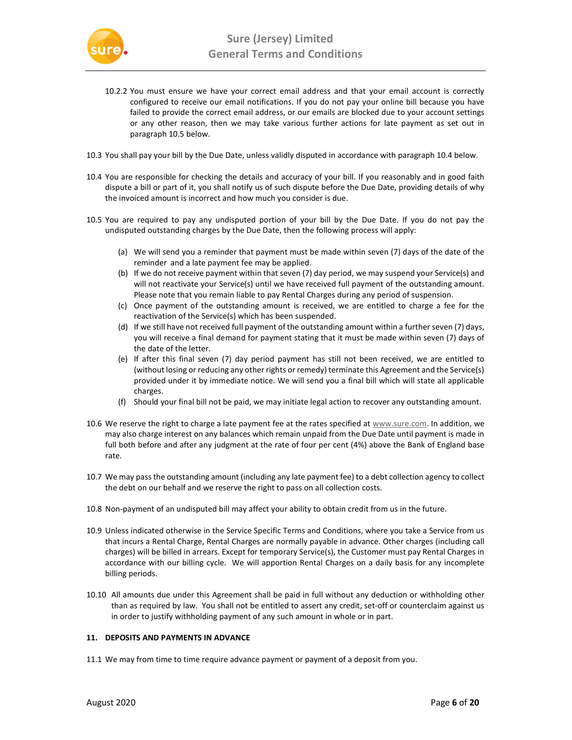10.2.2 You must ensure we have your correct email address and that your email account is correctly configured to receive our email notifications. If you do not pay your online bill because you have failed to provide the correct email address, or our emails are blocked due to your account settings or any other reason, then we may take various further actions for late payment as set out in paragraph 10.5 below.

10.3 You shall pay your bill by the Due Date, unless validly disputed in accordance with paragraph 10.4 below.

10.4 You are responsible for checking the details and accuracy of your bill. If you reasonably and in good faith dispute a bill or part of it, you shall notify us of such dispute before the Due Date, providing details of why the invoiced amount is incorrect and how much you consider is due.

10.5 You are required to pay any undisputed portion of your bill by the Due Date. If you do not pay the undisputed outstanding charges by the Due Date, then the following process will apply:

(a) We will send you a reminder that payment must be made within seven (7) days of the date of the reminder and a late payment fee may be applied.

(b) If we do not receive payment within that seven (7) day period, we may suspend your Service(s) and will not reactivate your Service(s) until we have received full payment of the outstanding amount. Please note that you remain liable to pay Rental Charges during any period of suspension.

(c) Once payment of the outstanding amount is received, we are entitled to charge a fee for the reactivation of the Service(s) which has been suspended.

(d) If we still have not received full payment of the outstanding amount within a further seven (7) days, you will receive a final demand for payment stating that it must be made within seven (7) days of the date of the letter.

(e) If after this final seven (7) day period payment has still not been received, we are entitled to (without losing or reducing any other rights or remedy) terminate this Agreement and the Service(s) provided under it by immediate notice. We will send you a final bill which will state all applicable charges.

(f) Should your final bill not be paid, we may initiate legal action to recover any outstanding amount.

10.6 We reserve the right to charge a late payment fee at the rates specified at www.sure.com. In addition, we may also charge interest on any balances which remain unpaid from the Due Date until payment is made in full both before and after any judgment at the rate of four per cent (4%) above the Bank of England base rate.

10.7 We may pass the outstanding amount (including any late payment fee) to a debt collection agency to collect the debt on our behalf and we reserve the right to pass on all collection costs.

10.8 Non-payment of an undisputed bill may affect your ability to obtain credit from us in the future.

10.9 Unless indicated otherwise in the Service Specific Terms and Conditions, where you take a Service from us that incurs a Rental Charge, Rental Charges are normally payable in advance. Other charges (including call charges) will be billed in arrears. Except for temporary Service(s), the Customer must pay Rental Charges in accordance with our billing cycle. We will apportion Rental Charges on a daily basis for any incomplete billing periods.

10.10 All amounts due under this Agreement shall be paid in full without any deduction or withholding other than as required by law. You shall not be entitled to assert any credit, set-off or counterclaim against us in order to justify withholding payment of any such amount in whole or in part.

## 11. DEPOSITS AND PAYMENTS IN ADVANCE

11.1 We may from time to time require advance payment or payment of a deposit from you.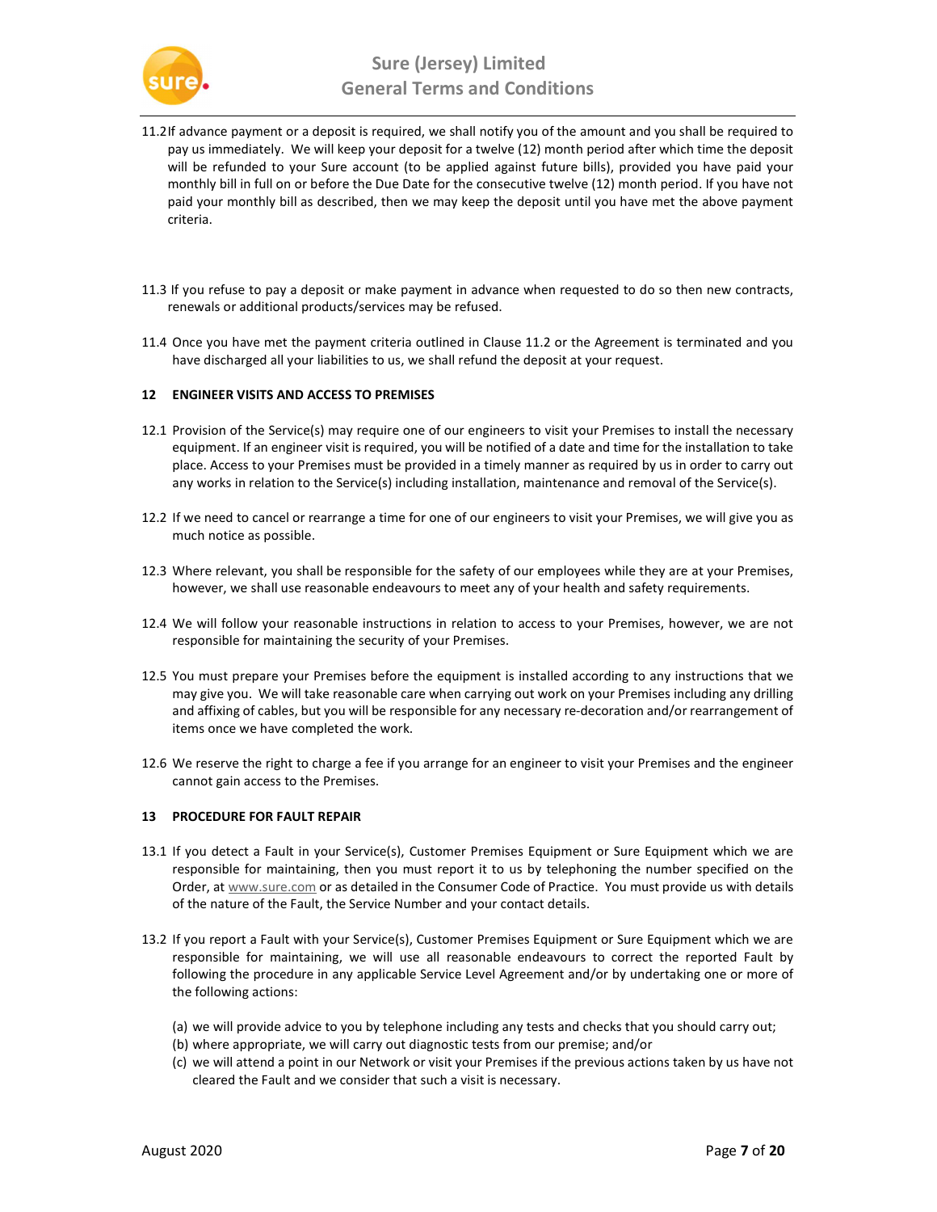11.2 If advance payment or a deposit is required, we shall notify you of the amount and you shall be required to pay us immediately. We will keep your deposit for a twelve (12) month period after which time the deposit will be refunded to your Sure account (to be applied against future bills), provided you have paid your monthly bill in full on or before the Due Date for the consecutive twelve (12) month period. If you have not paid your monthly bill as described, then we may keep the deposit until you have met the above payment criteria.

11.3 If you refuse to pay a deposit or make payment in advance when requested to do so then new contracts, renewals or additional products/services may be refused.

11.4 Once you have met the payment criteria outlined in Clause 11.2 or the Agreement is terminated and you have discharged all your liabilities to us, we shall refund the deposit at your request.

## 12 ENGINEER VISITS AND ACCESS TO PREMISES

12.1 Provision of the Service(s) may require one of our engineers to visit your Premises to install the necessary equipment. If an engineer visit is required, you will be notified of a date and time for the installation to take place. Access to your Premises must be provided in a timely manner as required by us in order to carry out any works in relation to the Service(s) including installation, maintenance and removal of the Service(s).

12.2 If we need to cancel or rearrange a time for one of our engineers to visit your Premises, we will give you as much notice as possible.

12.3 Where relevant, you shall be responsible for the safety of our employees while they are at your Premises, however, we shall use reasonable endeavours to meet any of your health and safety requirements.

12.4 We will follow your reasonable instructions in relation to access to your Premises, however, we are not responsible for maintaining the security of your Premises.

12.5 You must prepare your Premises before the equipment is installed according to any instructions that we may give you. We will take reasonable care when carrying out work on your Premises including any drilling and affixing of cables, but you will be responsible for any necessary re-decoration and/or rearrangement of items once we have completed the work.

12.6 We reserve the right to charge a fee if you arrange for an engineer to visit your Premises and the engineer cannot gain access to the Premises.

## 13 PROCEDURE FOR FAULT REPAIR

13.1 If you detect a Fault in your Service(s), Customer Premises Equipment or Sure Equipment which we are responsible for maintaining, then you must report it to us by telephoning the number specified on the Order, at www.sure.com or as detailed in the Consumer Code of Practice. You must provide us with details of the nature of the Fault, the Service Number and your contact details.

13.2 If you report a Fault with your Service(s), Customer Premises Equipment or Sure Equipment which we are responsible for maintaining, we will use all reasonable endeavours to correct the reported Fault by following the procedure in any applicable Service Level Agreement and/or by undertaking one or more of the following actions:

(a) we will provide advice to you by telephone including any tests and checks that you should carry out;
(b) where appropriate, we will carry out diagnostic tests from our premise; and/or
(c) we will attend a point in our Network or visit your Premises if the previous actions taken by us have not cleared the Fault and we consider that such a visit is necessary.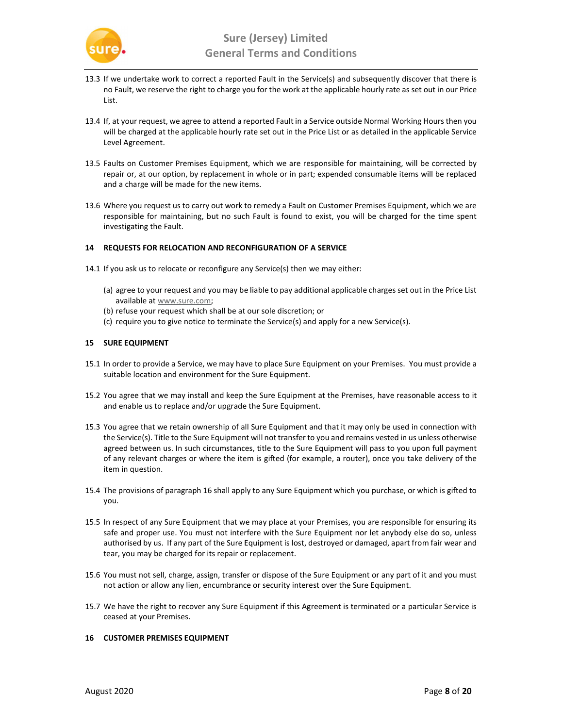13.3 If we undertake work to correct a reported Fault in the Service(s) and subsequently discover that there is no Fault, we reserve the right to charge you for the work at the applicable hourly rate as set out in our Price List.

13.4 If, at your request, we agree to attend a reported Fault in a Service outside Normal Working Hours then you will be charged at the applicable hourly rate set out in the Price List or as detailed in the applicable Service Level Agreement.

13.5 Faults on Customer Premises Equipment, which we are responsible for maintaining, will be corrected by repair or, at our option, by replacement in whole or in part; expended consumable items will be replaced and a charge will be made for the new items.

13.6 Where you request us to carry out work to remedy a Fault on Customer Premises Equipment, which we are responsible for maintaining, but no such Fault is found to exist, you will be charged for the time spent investigating the Fault.

## 14 REQUESTS FOR RELOCATION AND RECONFIGURATION OF A SERVICE

14.1 If you ask us to relocate or reconfigure any Service(s) then we may either:

(a) agree to your request and you may be liable to pay additional applicable charges set out in the Price List available at www.sure.com;
(b) refuse your request which shall be at our sole discretion; or
(c) require you to give notice to terminate the Service(s) and apply for a new Service(s).

## 15 SURE EQUIPMENT

15.1 In order to provide a Service, we may have to place Sure Equipment on your Premises. You must provide a suitable location and environment for the Sure Equipment.

15.2 You agree that we may install and keep the Sure Equipment at the Premises, have reasonable access to it and enable us to replace and/or upgrade the Sure Equipment.

15.3 You agree that we retain ownership of all Sure Equipment and that it may only be used in connection with the Service(s). Title to the Sure Equipment will not transfer to you and remains vested in us unless otherwise agreed between us. In such circumstances, title to the Sure Equipment will pass to you upon full payment of any relevant charges or where the item is gifted (for example, a router), once you take delivery of the item in question.

15.4 The provisions of paragraph 16 shall apply to any Sure Equipment which you purchase, or which is gifted to you.

15.5 In respect of any Sure Equipment that we may place at your Premises, you are responsible for ensuring its safe and proper use. You must not interfere with the Sure Equipment nor let anybody else do so, unless authorised by us. If any part of the Sure Equipment is lost, destroyed or damaged, apart from fair wear and tear, you may be charged for its repair or replacement.

15.6 You must not sell, charge, assign, transfer or dispose of the Sure Equipment or any part of it and you must not action or allow any lien, encumbrance or security interest over the Sure Equipment.

15.7 We have the right to recover any Sure Equipment if this Agreement is terminated or a particular Service is ceased at your Premises.

## 16 CUSTOMER PREMISES EQUIPMENT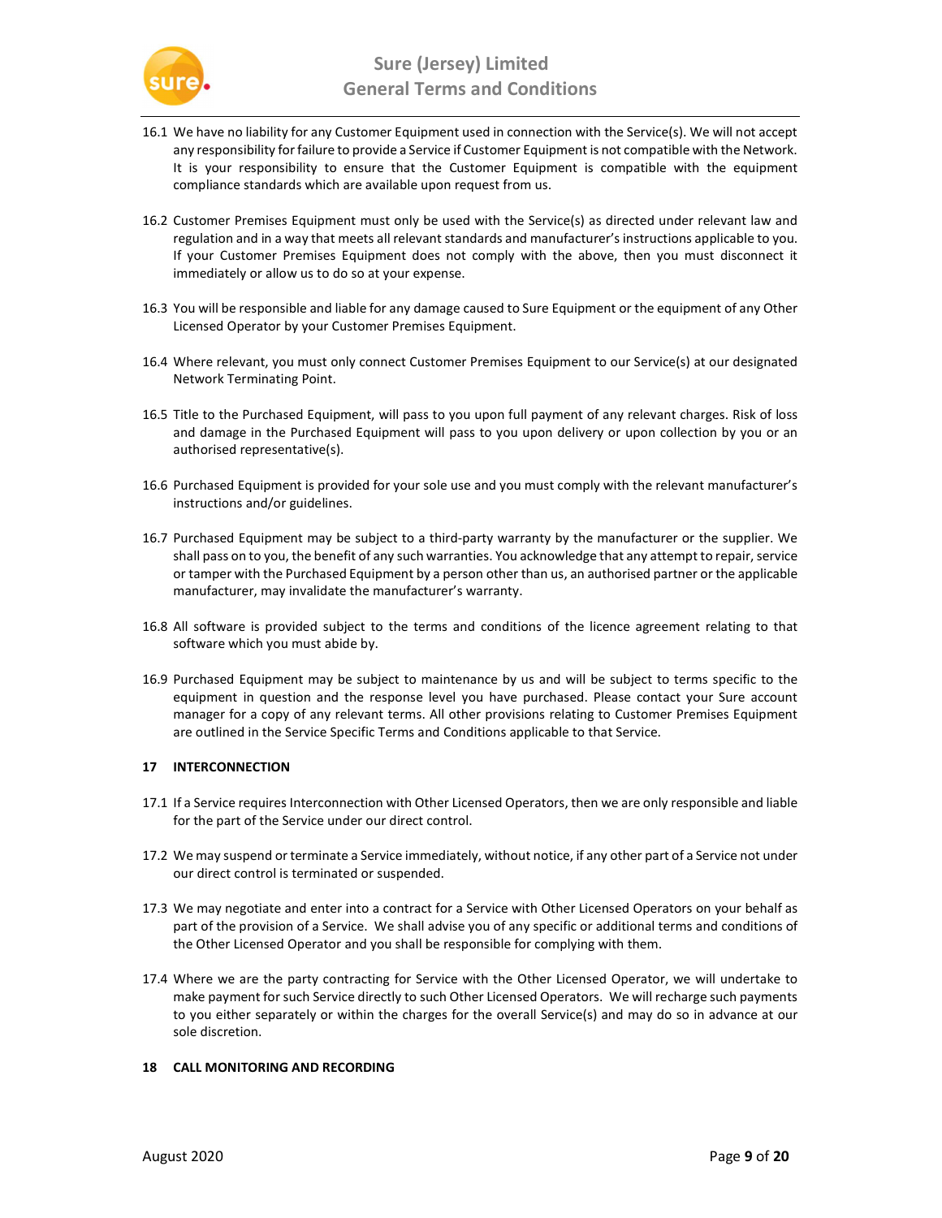16.1 We have no liability for any Customer Equipment used in connection with the Service(s). We will not accept any responsibility for failure to provide a Service if Customer Equipment is not compatible with the Network. It is your responsibility to ensure that the Customer Equipment is compatible with the equipment compliance standards which are available upon request from us.

16.2 Customer Premises Equipment must only be used with the Service(s) as directed under relevant law and regulation and in a way that meets all relevant standards and manufacturer's instructions applicable to you. If your Customer Premises Equipment does not comply with the above, then you must disconnect it immediately or allow us to do so at your expense.

16.3 You will be responsible and liable for any damage caused to Sure Equipment or the equipment of any Other Licensed Operator by your Customer Premises Equipment.

16.4 Where relevant, you must only connect Customer Premises Equipment to our Service(s) at our designated Network Terminating Point.

16.5 Title to the Purchased Equipment, will pass to you upon full payment of any relevant charges. Risk of loss and damage in the Purchased Equipment will pass to you upon delivery or upon collection by you or an authorised representative(s).

16.6 Purchased Equipment is provided for your sole use and you must comply with the relevant manufacturer's instructions and/or guidelines.

16.7 Purchased Equipment may be subject to a third-party warranty by the manufacturer or the supplier. We shall pass on to you, the benefit of any such warranties. You acknowledge that any attempt to repair, service or tamper with the Purchased Equipment by a person other than us, an authorised partner or the applicable manufacturer, may invalidate the manufacturer's warranty.

16.8 All software is provided subject to the terms and conditions of the licence agreement relating to that software which you must abide by.

16.9 Purchased Equipment may be subject to maintenance by us and will be subject to terms specific to the equipment in question and the response level you have purchased. Please contact your Sure account manager for a copy of any relevant terms. All other provisions relating to Customer Premises Equipment are outlined in the Service Specific Terms and Conditions applicable to that Service.

## 17 INTERCONNECTION

17.1 If a Service requires Interconnection with Other Licensed Operators, then we are only responsible and liable for the part of the Service under our direct control.

17.2 We may suspend or terminate a Service immediately, without notice, if any other part of a Service not under our direct control is terminated or suspended.

17.3 We may negotiate and enter into a contract for a Service with Other Licensed Operators on your behalf as part of the provision of a Service. We shall advise you of any specific or additional terms and conditions of the Other Licensed Operator and you shall be responsible for complying with them.

17.4 Where we are the party contracting for Service with the Other Licensed Operator, we will undertake to make payment for such Service directly to such Other Licensed Operators. We will recharge such payments to you either separately or within the charges for the overall Service(s) and may do so in advance at our sole discretion.

## 18 CALL MONITORING AND RECORDING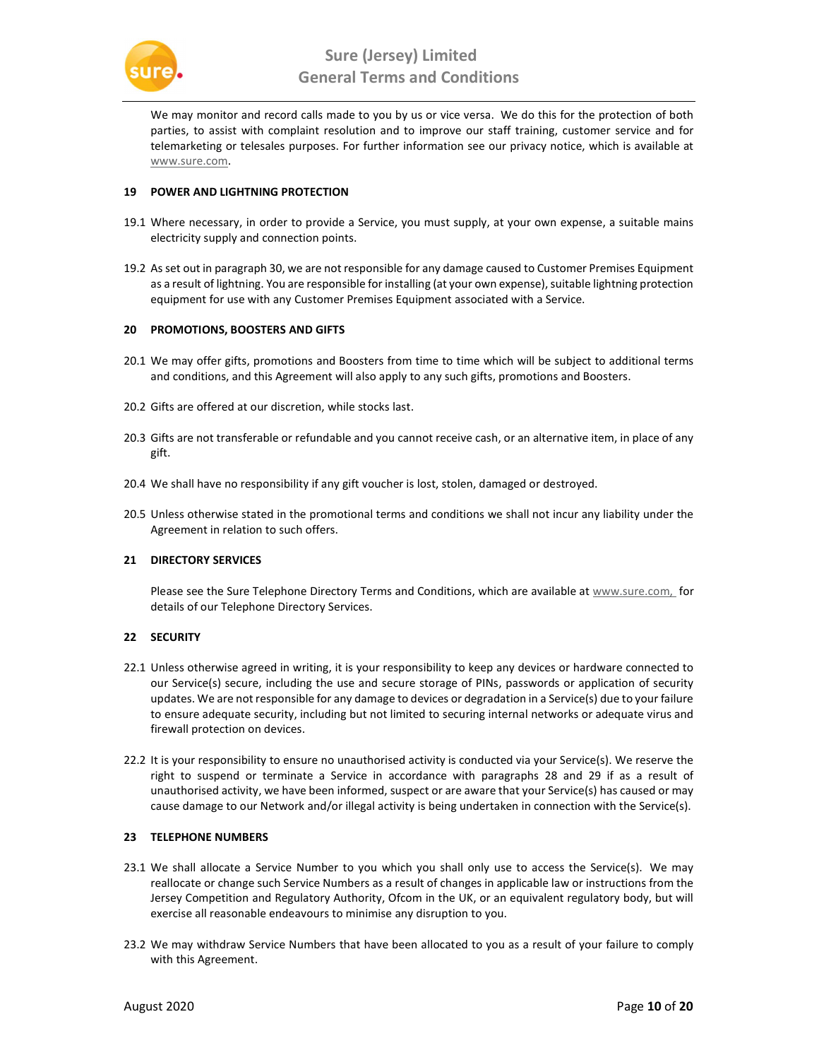We may monitor and record calls made to you by us or vice versa. We do this for the protection of both parties, to assist with complaint resolution and to improve our staff training, customer service and for telemarketing or telesales purposes. For further information see our privacy notice, which is available at www.sure.com.

## 19 POWER AND LIGHTNING PROTECTION

19.1 Where necessary, in order to provide a Service, you must supply, at your own expense, a suitable mains electricity supply and connection points.

19.2 As set out in paragraph 30, we are not responsible for any damage caused to Customer Premises Equipment as a result of lightning. You are responsible for installing (at your own expense), suitable lightning protection equipment for use with any Customer Premises Equipment associated with a Service.

## 20 PROMOTIONS, BOOSTERS AND GIFTS

20.1 We may offer gifts, promotions and Boosters from time to time which will be subject to additional terms and conditions, and this Agreement will also apply to any such gifts, promotions and Boosters.

20.2 Gifts are offered at our discretion, while stocks last.

20.3 Gifts are not transferable or refundable and you cannot receive cash, or an alternative item, in place of any gift.

20.4 We shall have no responsibility if any gift voucher is lost, stolen, damaged or destroyed.

20.5 Unless otherwise stated in the promotional terms and conditions we shall not incur any liability under the Agreement in relation to such offers.

## 21 DIRECTORY SERVICES

Please see the Sure Telephone Directory Terms and Conditions, which are available at www.sure.com, for details of our Telephone Directory Services.

## 22 SECURITY

22.1 Unless otherwise agreed in writing, it is your responsibility to keep any devices or hardware connected to our Service(s) secure, including the use and secure storage of PINs, passwords or application of security updates. We are not responsible for any damage to devices or degradation in a Service(s) due to your failure to ensure adequate security, including but not limited to securing internal networks or adequate virus and firewall protection on devices.

22.2 It is your responsibility to ensure no unauthorised activity is conducted via your Service(s). We reserve the right to suspend or terminate a Service in accordance with paragraphs 28 and 29 if as a result of unauthorised activity, we have been informed, suspect or are aware that your Service(s) has caused or may cause damage to our Network and/or illegal activity is being undertaken in connection with the Service(s).

## 23 TELEPHONE NUMBERS

23.1 We shall allocate a Service Number to you which you shall only use to access the Service(s). We may reallocate or change such Service Numbers as a result of changes in applicable law or instructions from the Jersey Competition and Regulatory Authority, Ofcom in the UK, or an equivalent regulatory body, but will exercise all reasonable endeavours to minimise any disruption to you.

23.2 We may withdraw Service Numbers that have been allocated to you as a result of your failure to comply with this Agreement.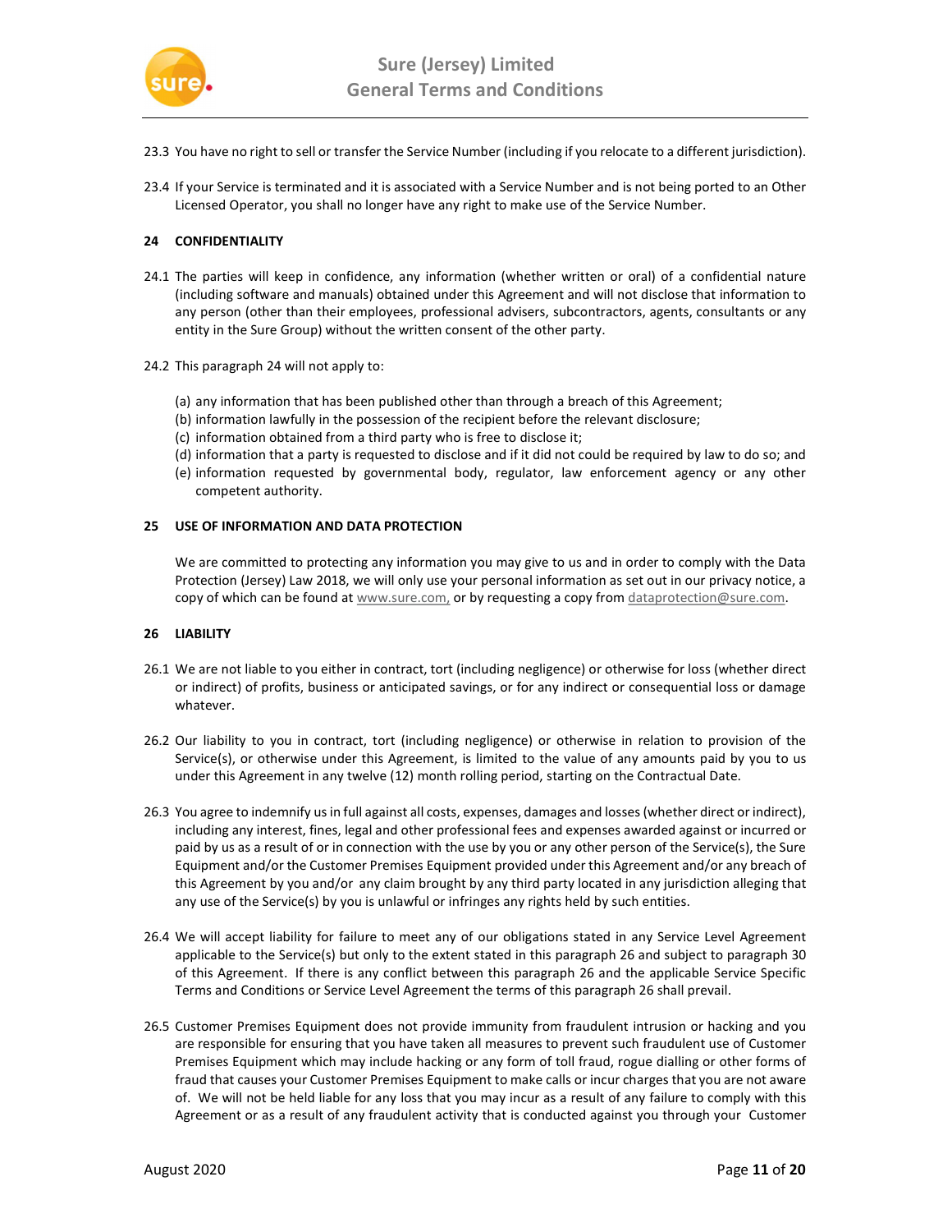23.3 You have no right to sell or transfer the Service Number (including if you relocate to a different jurisdiction).

23.4 If your Service is terminated and it is associated with a Service Number and is not being ported to an Other Licensed Operator, you shall no longer have any right to make use of the Service Number.

**24 CONFIDENTIALITY**

24.1 The parties will keep in confidence, any information (whether written or oral) of a confidential nature (including software and manuals) obtained under this Agreement and will not disclose that information to any person (other than their employees, professional advisers, subcontractors, agents, consultants or any entity in the Sure Group) without the written consent of the other party.

24.2 This paragraph 24 will not apply to:

(a) any information that has been published other than through a breach of this Agreement;
(b) information lawfully in the possession of the recipient before the relevant disclosure;
(c) information obtained from a third party who is free to disclose it;
(d) information that a party is requested to disclose and if it did not could be required by law to do so; and
(e) information requested by governmental body, regulator, law enforcement agency or any other competent authority.

**25 USE OF INFORMATION AND DATA PROTECTION**

We are committed to protecting any information you may give to us and in order to comply with the Data Protection (Jersey) Law 2018, we will only use your personal information as set out in our privacy notice, a copy of which can be found at www.sure.com, or by requesting a copy from dataprotection@sure.com.

**26 LIABILITY**

26.1 We are not liable to you either in contract, tort (including negligence) or otherwise for loss (whether direct or indirect) of profits, business or anticipated savings, or for any indirect or consequential loss or damage whatever.

26.2 Our liability to you in contract, tort (including negligence) or otherwise in relation to provision of the Service(s), or otherwise under this Agreement, is limited to the value of any amounts paid by you to us under this Agreement in any twelve (12) month rolling period, starting on the Contractual Date.

26.3 You agree to indemnify us in full against all costs, expenses, damages and losses (whether direct or indirect), including any interest, fines, legal and other professional fees and expenses awarded against or incurred or paid by us as a result of or in connection with the use by you or any other person of the Service(s), the Sure Equipment and/or the Customer Premises Equipment provided under this Agreement and/or any breach of this Agreement by you and/or any claim brought by any third party located in any jurisdiction alleging that any use of the Service(s) by you is unlawful or infringes any rights held by such entities.

26.4 We will accept liability for failure to meet any of our obligations stated in any Service Level Agreement applicable to the Service(s) but only to the extent stated in this paragraph 26 and subject to paragraph 30 of this Agreement. If there is any conflict between this paragraph 26 and the applicable Service Specific Terms and Conditions or Service Level Agreement the terms of this paragraph 26 shall prevail.

26.5 Customer Premises Equipment does not provide immunity from fraudulent intrusion or hacking and you are responsible for ensuring that you have taken all measures to prevent such fraudulent use of Customer Premises Equipment which may include hacking or any form of toll fraud, rogue dialling or other forms of fraud that causes your Customer Premises Equipment to make calls or incur charges that you are not aware of. We will not be held liable for any loss that you may incur as a result of any failure to comply with this Agreement or as a result of any fraudulent activity that is conducted against you through your Customer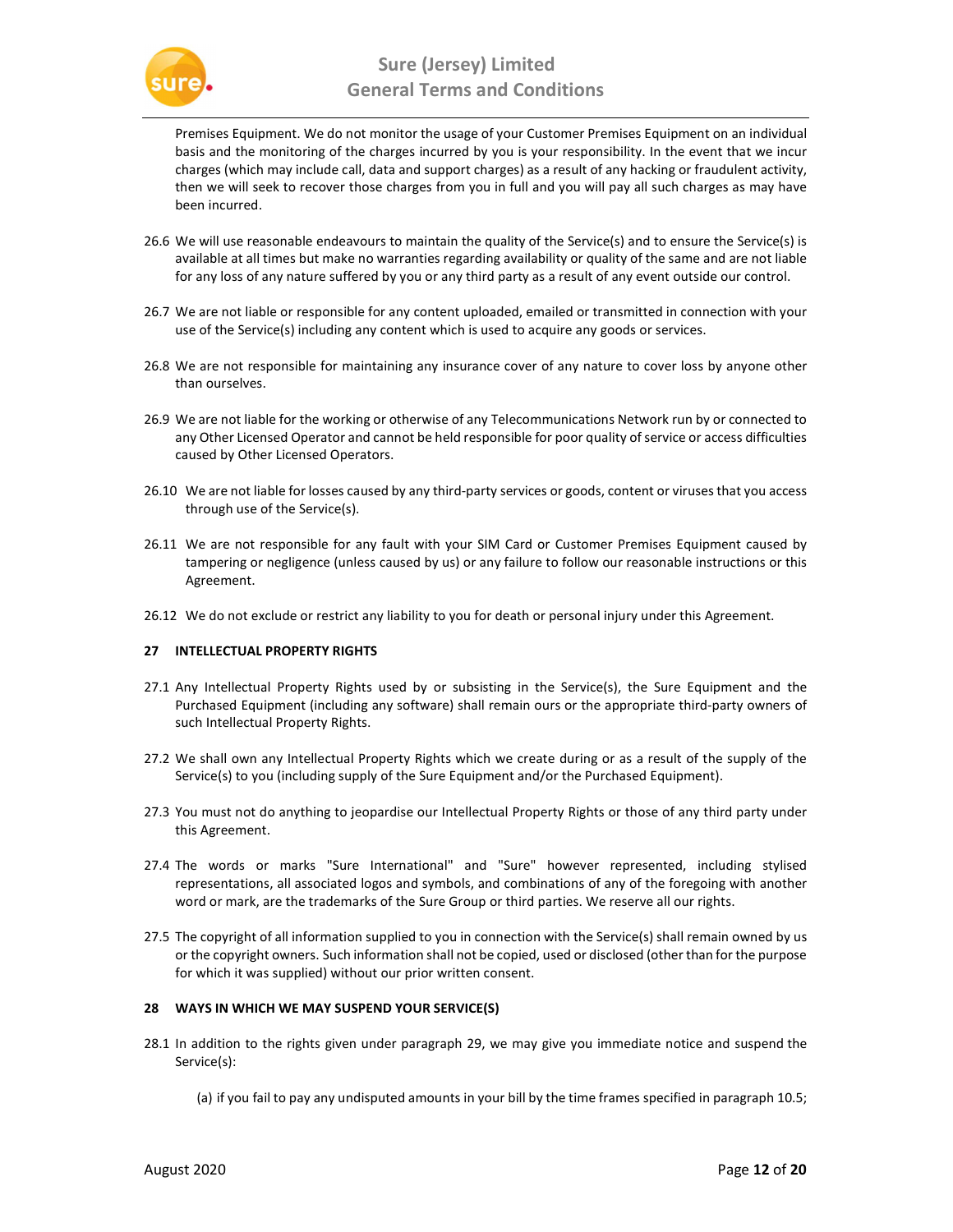Premises Equipment. We do not monitor the usage of your Customer Premises Equipment on an individual basis and the monitoring of the charges incurred by you is your responsibility. In the event that we incur charges (which may include call, data and support charges) as a result of any hacking or fraudulent activity, then we will seek to recover those charges from you in full and you will pay all such charges as may have been incurred.

26.6 We will use reasonable endeavours to maintain the quality of the Service(s) and to ensure the Service(s) is available at all times but make no warranties regarding availability or quality of the same and are not liable for any loss of any nature suffered by you or any third party as a result of any event outside our control.

26.7 We are not liable or responsible for any content uploaded, emailed or transmitted in connection with your use of the Service(s) including any content which is used to acquire any goods or services.

26.8 We are not responsible for maintaining any insurance cover of any nature to cover loss by anyone other than ourselves.

26.9 We are not liable for the working or otherwise of any Telecommunications Network run by or connected to any Other Licensed Operator and cannot be held responsible for poor quality of service or access difficulties caused by Other Licensed Operators.

26.10 We are not liable for losses caused by any third-party services or goods, content or viruses that you access through use of the Service(s).

26.11 We are not responsible for any fault with your SIM Card or Customer Premises Equipment caused by tampering or negligence (unless caused by us) or any failure to follow our reasonable instructions or this Agreement.

26.12 We do not exclude or restrict any liability to you for death or personal injury under this Agreement.

**27 INTELLECTUAL PROPERTY RIGHTS**

27.1 Any Intellectual Property Rights used by or subsisting in the Service(s), the Sure Equipment and the Purchased Equipment (including any software) shall remain ours or the appropriate third-party owners of such Intellectual Property Rights.

27.2 We shall own any Intellectual Property Rights which we create during or as a result of the supply of the Service(s) to you (including supply of the Sure Equipment and/or the Purchased Equipment).

27.3 You must not do anything to jeopardise our Intellectual Property Rights or those of any third party under this Agreement.

27.4 The words or marks "Sure International" and "Sure" however represented, including stylised representations, all associated logos and symbols, and combinations of any of the foregoing with another word or mark, are the trademarks of the Sure Group or third parties. We reserve all our rights.

27.5 The copyright of all information supplied to you in connection with the Service(s) shall remain owned by us or the copyright owners. Such information shall not be copied, used or disclosed (other than for the purpose for which it was supplied) without our prior written consent.

**28 WAYS IN WHICH WE MAY SUSPEND YOUR SERVICE(S)**

28.1 In addition to the rights given under paragraph 29, we may give you immediate notice and suspend the Service(s):

(a) if you fail to pay any undisputed amounts in your bill by the time frames specified in paragraph 10.5;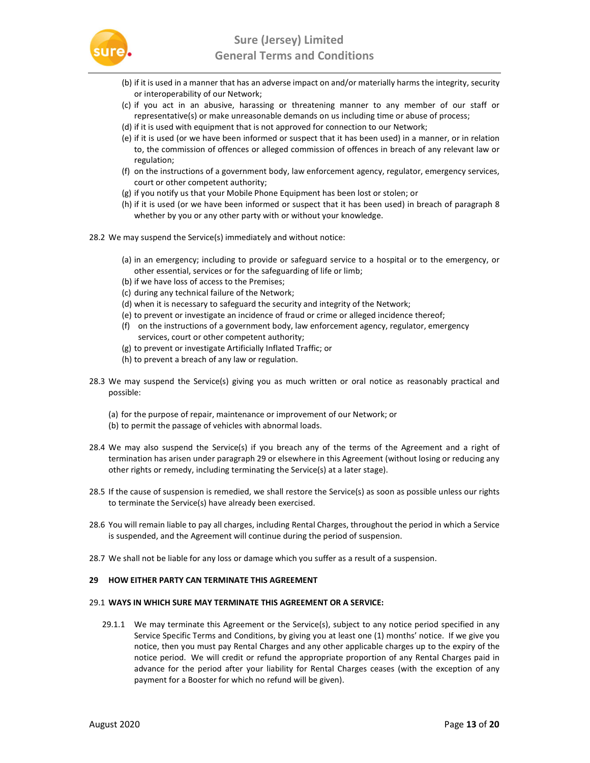(b) if it is used in a manner that has an adverse impact on and/or materially harms the integrity, security or interoperability of our Network;

(c) if you act in an abusive, harassing or threatening manner to any member of our staff or representative(s) or make unreasonable demands on us including time or abuse of process;

(d) if it is used with equipment that is not approved for connection to our Network;

(e) if it is used (or we have been informed or suspect that it has been used) in a manner, or in relation to, the commission of offences or alleged commission of offences in breach of any relevant law or regulation;

(f) on the instructions of a government body, law enforcement agency, regulator, emergency services, court or other competent authority;

(g) if you notify us that your Mobile Phone Equipment has been lost or stolen; or

(h) if it is used (or we have been informed or suspect that it has been used) in breach of paragraph 8 whether by you or any other party with or without your knowledge.

28.2 We may suspend the Service(s) immediately and without notice:

(a) in an emergency; including to provide or safeguard service to a hospital or to the emergency, or other essential, services or for the safeguarding of life or limb;

(b) if we have loss of access to the Premises;

(c) during any technical failure of the Network;

(d) when it is necessary to safeguard the security and integrity of the Network;

(e) to prevent or investigate an incidence of fraud or crime or alleged incidence thereof;

(f) on the instructions of a government body, law enforcement agency, regulator, emergency services, court or other competent authority;

(g) to prevent or investigate Artificially Inflated Traffic; or

(h) to prevent a breach of any law or regulation.

28.3 We may suspend the Service(s) giving you as much written or oral notice as reasonably practical and possible:

(a) for the purpose of repair, maintenance or improvement of our Network; or

(b) to permit the passage of vehicles with abnormal loads.

28.4 We may also suspend the Service(s) if you breach any of the terms of the Agreement and a right of termination has arisen under paragraph 29 or elsewhere in this Agreement (without losing or reducing any other rights or remedy, including terminating the Service(s) at a later stage).

28.5 If the cause of suspension is remedied, we shall restore the Service(s) as soon as possible unless our rights to terminate the Service(s) have already been exercised.

28.6 You will remain liable to pay all charges, including Rental Charges, throughout the period in which a Service is suspended, and the Agreement will continue during the period of suspension.

28.7 We shall not be liable for any loss or damage which you suffer as a result of a suspension.

## 29 HOW EITHER PARTY CAN TERMINATE THIS AGREEMENT

### 29.1 WAYS IN WHICH SURE MAY TERMINATE THIS AGREEMENT OR A SERVICE:

29.1.1 We may terminate this Agreement or the Service(s), subject to any notice period specified in any Service Specific Terms and Conditions, by giving you at least one (1) months' notice. If we give you notice, then you must pay Rental Charges and any other applicable charges up to the expiry of the notice period. We will credit or refund the appropriate proportion of any Rental Charges paid in advance for the period after your liability for Rental Charges ceases (with the exception of any payment for a Booster for which no refund will be given).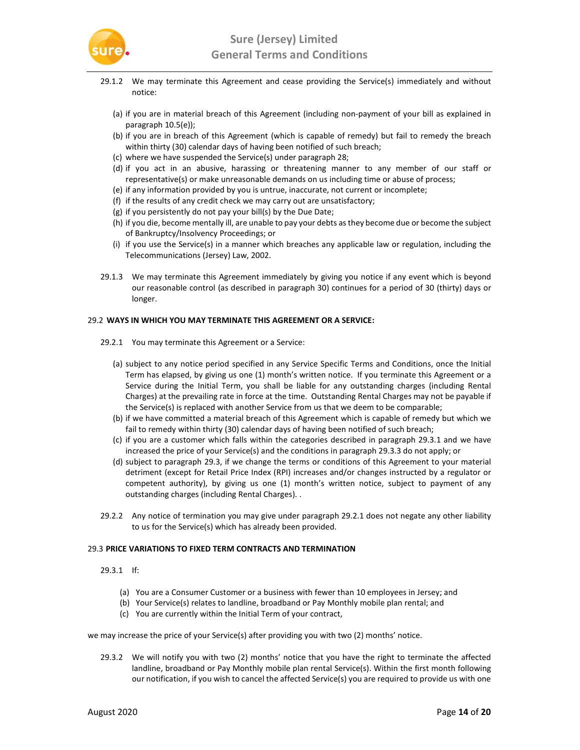29.1.2 We may terminate this Agreement and cease providing the Service(s) immediately and without notice:

(a) if you are in material breach of this Agreement (including non-payment of your bill as explained in paragraph 10.5(e));
(b) if you are in breach of this Agreement (which is capable of remedy) but fail to remedy the breach within thirty (30) calendar days of having been notified of such breach;
(c) where we have suspended the Service(s) under paragraph 28;
(d) if you act in an abusive, harassing or threatening manner to any member of our staff or representative(s) or make unreasonable demands on us including time or abuse of process;
(e) if any information provided by you is untrue, inaccurate, not current or incomplete;
(f) if the results of any credit check we may carry out are unsatisfactory;
(g) if you persistently do not pay your bill(s) by the Due Date;
(h) if you die, become mentally ill, are unable to pay your debts as they become due or become the subject of Bankruptcy/Insolvency Proceedings; or
(i) if you use the Service(s) in a manner which breaches any applicable law or regulation, including the Telecommunications (Jersey) Law, 2002.

29.1.3 We may terminate this Agreement immediately by giving you notice if any event which is beyond our reasonable control (as described in paragraph 30) continues for a period of 30 (thirty) days or longer.

29.2 **WAYS IN WHICH YOU MAY TERMINATE THIS AGREEMENT OR A SERVICE:**

29.2.1 You may terminate this Agreement or a Service:

(a) subject to any notice period specified in any Service Specific Terms and Conditions, once the Initial Term has elapsed, by giving us one (1) month's written notice. If you terminate this Agreement or a Service during the Initial Term, you shall be liable for any outstanding charges (including Rental Charges) at the prevailing rate in force at the time. Outstanding Rental Charges may not be payable if the Service(s) is replaced with another Service from us that we deem to be comparable;
(b) if we have committed a material breach of this Agreement which is capable of remedy but which we fail to remedy within thirty (30) calendar days of having been notified of such breach;
(c) if you are a customer which falls within the categories described in paragraph 29.3.1 and we have increased the price of your Service(s) and the conditions in paragraph 29.3.3 do not apply; or
(d) subject to paragraph 29.3, if we change the terms or conditions of this Agreement to your material detriment (except for Retail Price Index (RPI) increases and/or changes instructed by a regulator or competent authority), by giving us one (1) month's written notice, subject to payment of any outstanding charges (including Rental Charges). .

29.2.2 Any notice of termination you may give under paragraph 29.2.1 does not negate any other liability to us for the Service(s) which has already been provided.

29.3 **PRICE VARIATIONS TO FIXED TERM CONTRACTS AND TERMINATION**

29.3.1 If:

(a) You are a Consumer Customer or a business with fewer than 10 employees in Jersey; and
(b) Your Service(s) relates to landline, broadband or Pay Monthly mobile plan rental; and
(c) You are currently within the Initial Term of your contract,

we may increase the price of your Service(s) after providing you with two (2) months' notice.

29.3.2 We will notify you with two (2) months' notice that you have the right to terminate the affected landline, broadband or Pay Monthly mobile plan rental Service(s). Within the first month following our notification, if you wish to cancel the affected Service(s) you are required to provide us with one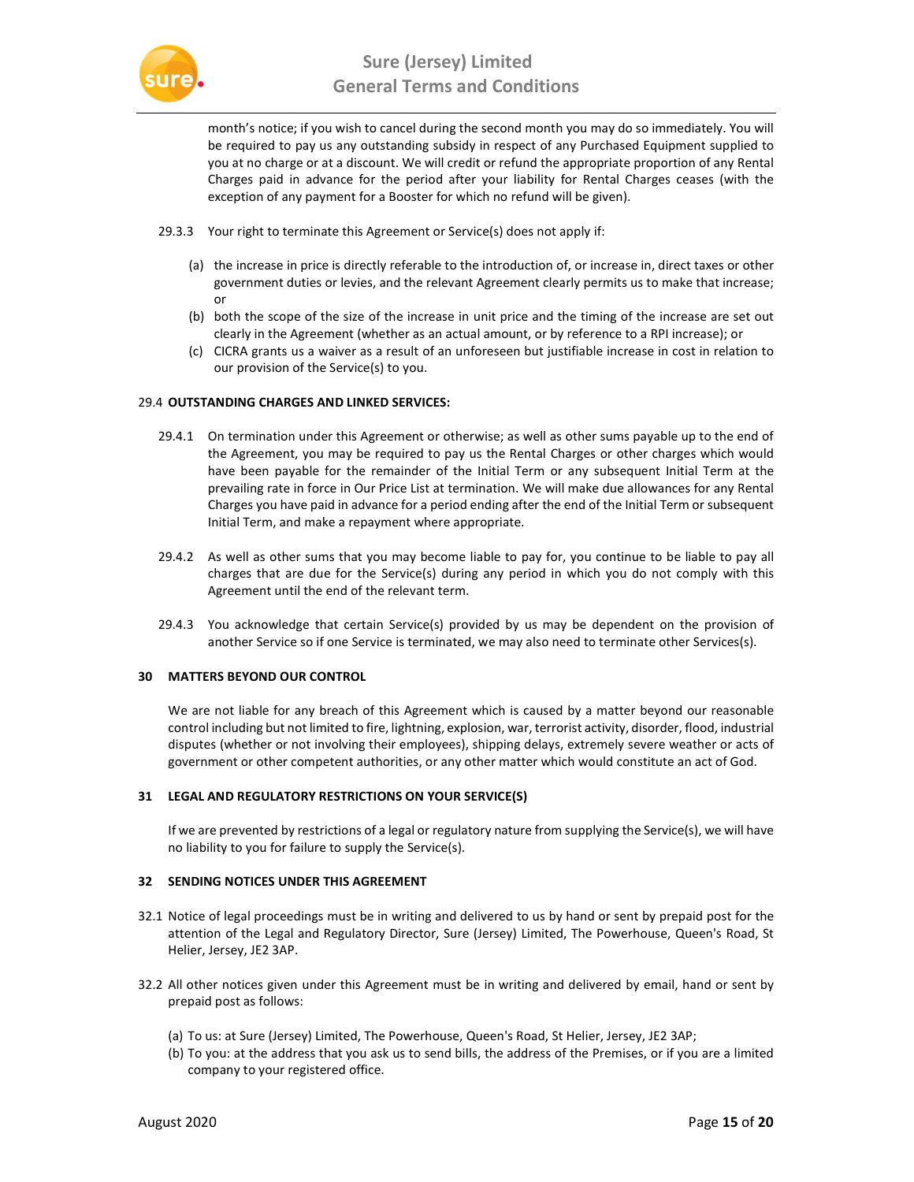month's notice; if you wish to cancel during the second month you may do so immediately. You will be required to pay us any outstanding subsidy in respect of any Purchased Equipment supplied to you at no charge or at a discount. We will credit or refund the appropriate proportion of any Rental Charges paid in advance for the period after your liability for Rental Charges ceases (with the exception of any payment for a Booster for which no refund will be given).

29.3.3 Your right to terminate this Agreement or Service(s) does not apply if:

(a) the increase in price is directly referable to the introduction of, or increase in, direct taxes or other government duties or levies, and the relevant Agreement clearly permits us to make that increase; or

(b) both the scope of the size of the increase in unit price and the timing of the increase are set out clearly in the Agreement (whether as an actual amount, or by reference to a RPI increase); or

(c) CICRA grants us a waiver as a result of an unforeseen but justifiable increase in cost in relation to our provision of the Service(s) to you.

29.4 **OUTSTANDING CHARGES AND LINKED SERVICES:**

29.4.1 On termination under this Agreement or otherwise; as well as other sums payable up to the end of the Agreement, you may be required to pay us the Rental Charges or other charges which would have been payable for the remainder of the Initial Term or any subsequent Initial Term at the prevailing rate in force in Our Price List at termination. We will make due allowances for any Rental Charges you have paid in advance for a period ending after the end of the Initial Term or subsequent Initial Term, and make a repayment where appropriate.

29.4.2 As well as other sums that you may become liable to pay for, you continue to be liable to pay all charges that are due for the Service(s) during any period in which you do not comply with this Agreement until the end of the relevant term.

29.4.3 You acknowledge that certain Service(s) provided by us may be dependent on the provision of another Service so if one Service is terminated, we may also need to terminate other Services(s).

## 30 MATTERS BEYOND OUR CONTROL

We are not liable for any breach of this Agreement which is caused by a matter beyond our reasonable control including but not limited to fire, lightning, explosion, war, terrorist activity, disorder, flood, industrial disputes (whether or not involving their employees), shipping delays, extremely severe weather or acts of government or other competent authorities, or any other matter which would constitute an act of God.

## 31 LEGAL AND REGULATORY RESTRICTIONS ON YOUR SERVICE(S)

If we are prevented by restrictions of a legal or regulatory nature from supplying the Service(s), we will have no liability to you for failure to supply the Service(s).

## 32 SENDING NOTICES UNDER THIS AGREEMENT

32.1 Notice of legal proceedings must be in writing and delivered to us by hand or sent by prepaid post for the attention of the Legal and Regulatory Director, Sure (Jersey) Limited, The Powerhouse, Queen's Road, St Helier, Jersey, JE2 3AP.

32.2 All other notices given under this Agreement must be in writing and delivered by email, hand or sent by prepaid post as follows:

(a) To us: at Sure (Jersey) Limited, The Powerhouse, Queen's Road, St Helier, Jersey, JE2 3AP;

(b) To you: at the address that you ask us to send bills, the address of the Premises, or if you are a limited company to your registered office.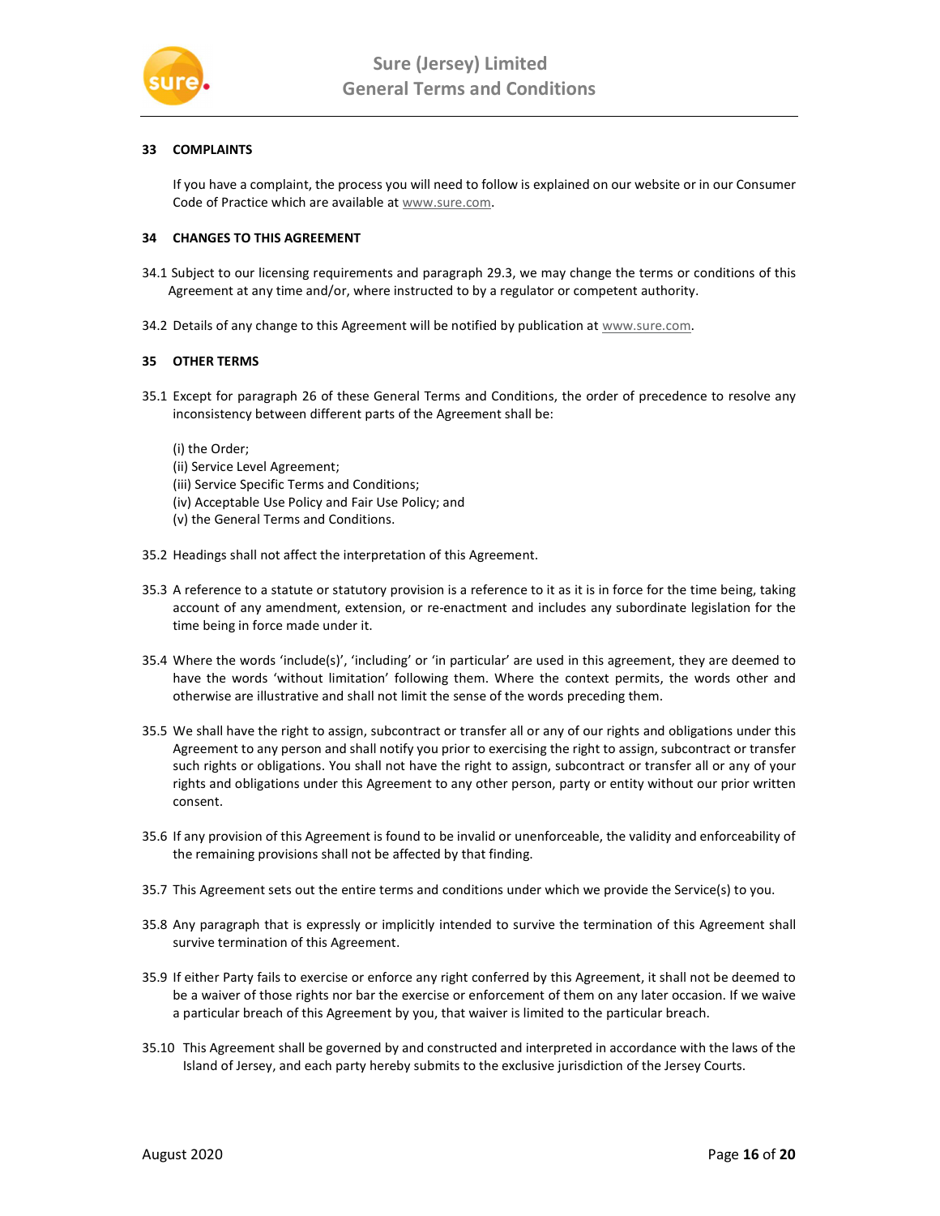## 33 COMPLAINTS

If you have a complaint, the process you will need to follow is explained on our website or in our Consumer Code of Practice which are available at www.sure.com.

## 34 CHANGES TO THIS AGREEMENT

34.1 Subject to our licensing requirements and paragraph 29.3, we may change the terms or conditions of this Agreement at any time and/or, where instructed to by a regulator or competent authority.

34.2 Details of any change to this Agreement will be notified by publication at www.sure.com.

## 35 OTHER TERMS

35.1 Except for paragraph 26 of these General Terms and Conditions, the order of precedence to resolve any inconsistency between different parts of the Agreement shall be:

(i) the Order;
(ii) Service Level Agreement;
(iii) Service Specific Terms and Conditions;
(iv) Acceptable Use Policy and Fair Use Policy; and
(v) the General Terms and Conditions.

35.2 Headings shall not affect the interpretation of this Agreement.

35.3 A reference to a statute or statutory provision is a reference to it as it is in force for the time being, taking account of any amendment, extension, or re-enactment and includes any subordinate legislation for the time being in force made under it.

35.4 Where the words 'include(s)', 'including' or 'in particular' are used in this agreement, they are deemed to have the words 'without limitation' following them. Where the context permits, the words other and otherwise are illustrative and shall not limit the sense of the words preceding them.

35.5 We shall have the right to assign, subcontract or transfer all or any of our rights and obligations under this Agreement to any person and shall notify you prior to exercising the right to assign, subcontract or transfer such rights or obligations. You shall not have the right to assign, subcontract or transfer all or any of your rights and obligations under this Agreement to any other person, party or entity without our prior written consent.

35.6 If any provision of this Agreement is found to be invalid or unenforceable, the validity and enforceability of the remaining provisions shall not be affected by that finding.

35.7 This Agreement sets out the entire terms and conditions under which we provide the Service(s) to you.

35.8 Any paragraph that is expressly or implicitly intended to survive the termination of this Agreement shall survive termination of this Agreement.

35.9 If either Party fails to exercise or enforce any right conferred by this Agreement, it shall not be deemed to be a waiver of those rights nor bar the exercise or enforcement of them on any later occasion. If we waive a particular breach of this Agreement by you, that waiver is limited to the particular breach.

35.10 This Agreement shall be governed by and constructed and interpreted in accordance with the laws of the Island of Jersey, and each party hereby submits to the exclusive jurisdiction of the Jersey Courts.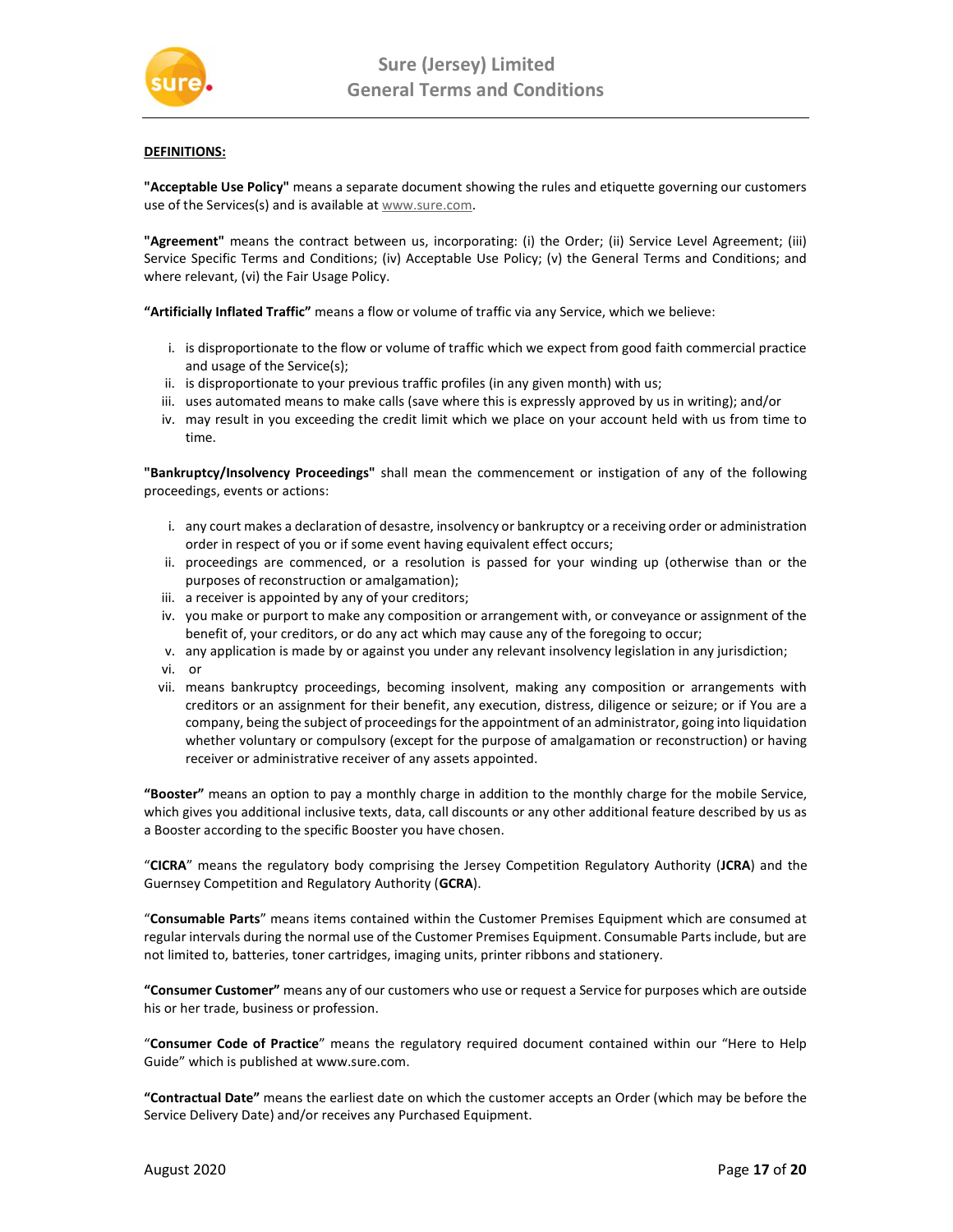**DEFINITIONS:**

**"Acceptable Use Policy"** means a separate document showing the rules and etiquette governing our customers use of the Services(s) and is available at www.sure.com.

**"Agreement"** means the contract between us, incorporating: (i) the Order; (ii) Service Level Agreement; (iii) Service Specific Terms and Conditions; (iv) Acceptable Use Policy; (v) the General Terms and Conditions; and where relevant, (vi) the Fair Usage Policy.

**"Artificially Inflated Traffic"** means a flow or volume of traffic via any Service, which we believe:

i. is disproportionate to the flow or volume of traffic which we expect from good faith commercial practice and usage of the Service(s);
ii. is disproportionate to your previous traffic profiles (in any given month) with us;
iii. uses automated means to make calls (save where this is expressly approved by us in writing); and/or
iv. may result in you exceeding the credit limit which we place on your account held with us from time to time.

**"Bankruptcy/Insolvency Proceedings"** shall mean the commencement or instigation of any of the following proceedings, events or actions:

i. any court makes a declaration of desastre, insolvency or bankruptcy or a receiving order or administration order in respect of you or if some event having equivalent effect occurs;
ii. proceedings are commenced, or a resolution is passed for your winding up (otherwise than or the purposes of reconstruction or amalgamation);
iii. a receiver is appointed by any of your creditors;
iv. you make or purport to make any composition or arrangement with, or conveyance or assignment of the benefit of, your creditors, or do any act which may cause any of the foregoing to occur;
v. any application is made by or against you under any relevant insolvency legislation in any jurisdiction;
vi. or
vii. means bankruptcy proceedings, becoming insolvent, making any composition or arrangements with creditors or an assignment for their benefit, any execution, distress, diligence or seizure; or if You are a company, being the subject of proceedings for the appointment of an administrator, going into liquidation whether voluntary or compulsory (except for the purpose of amalgamation or reconstruction) or having receiver or administrative receiver of any assets appointed.

**"Booster"** means an option to pay a monthly charge in addition to the monthly charge for the mobile Service, which gives you additional inclusive texts, data, call discounts or any other additional feature described by us as a Booster according to the specific Booster you have chosen.

"**CICRA**" means the regulatory body comprising the Jersey Competition Regulatory Authority (**JCRA**) and the Guernsey Competition and Regulatory Authority (**GCRA**).

"**Consumable Parts**" means items contained within the Customer Premises Equipment which are consumed at regular intervals during the normal use of the Customer Premises Equipment. Consumable Parts include, but are not limited to, batteries, toner cartridges, imaging units, printer ribbons and stationery.

**"Consumer Customer"** means any of our customers who use or request a Service for purposes which are outside his or her trade, business or profession.

"**Consumer Code of Practice**" means the regulatory required document contained within our "Here to Help Guide" which is published at www.sure.com.

**"Contractual Date"** means the earliest date on which the customer accepts an Order (which may be before the Service Delivery Date) and/or receives any Purchased Equipment.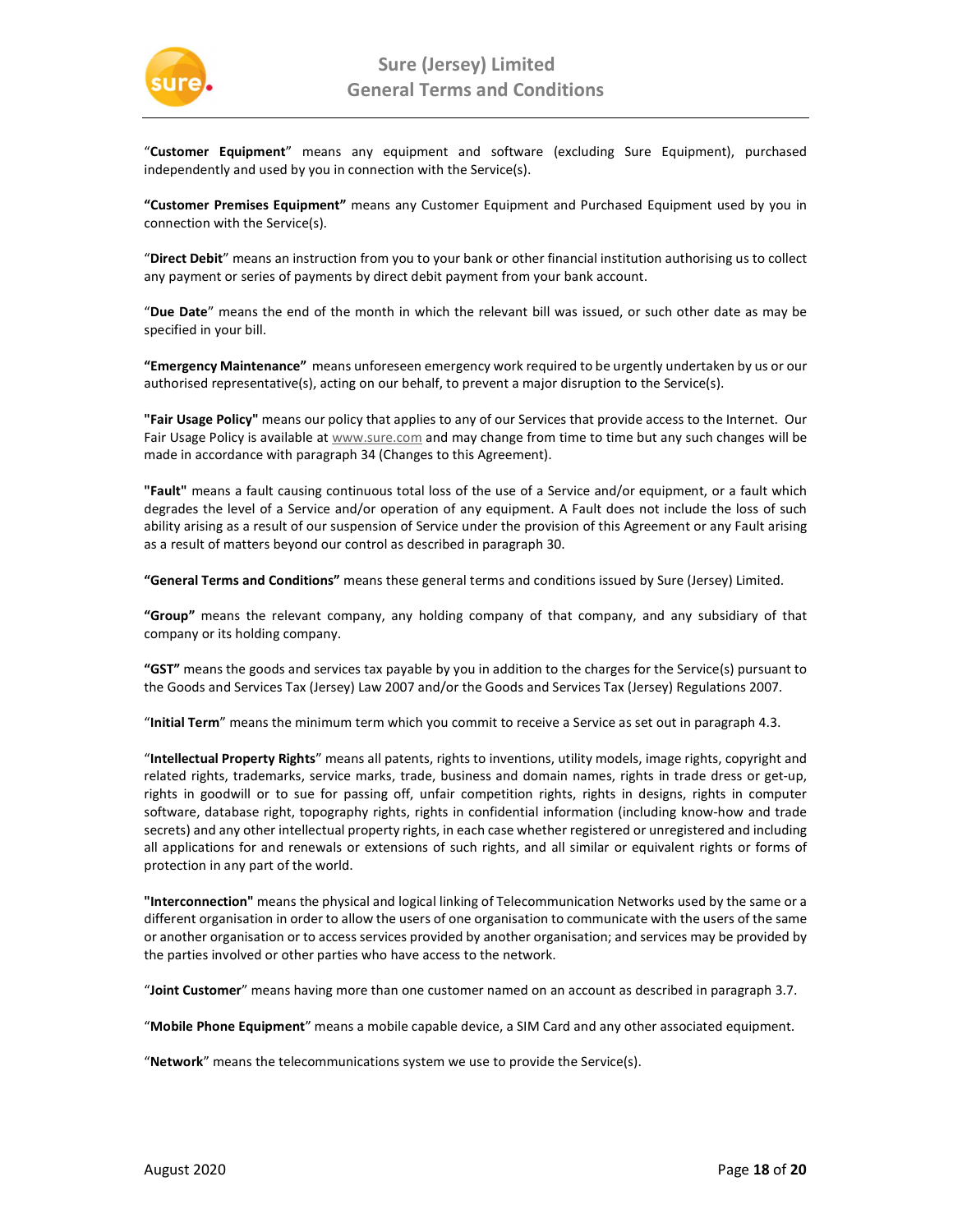"**Customer Equipment**" means any equipment and software (excluding Sure Equipment), purchased independently and used by you in connection with the Service(s).

**"Customer Premises Equipment"** means any Customer Equipment and Purchased Equipment used by you in connection with the Service(s).

"**Direct Debit**" means an instruction from you to your bank or other financial institution authorising us to collect any payment or series of payments by direct debit payment from your bank account.

"**Due Date**" means the end of the month in which the relevant bill was issued, or such other date as may be specified in your bill.

**"Emergency Maintenance"** means unforeseen emergency work required to be urgently undertaken by us or our authorised representative(s), acting on our behalf, to prevent a major disruption to the Service(s).

**"Fair Usage Policy"** means our policy that applies to any of our Services that provide access to the Internet. Our Fair Usage Policy is available at www.sure.com and may change from time to time but any such changes will be made in accordance with paragraph 34 (Changes to this Agreement).

**"Fault"** means a fault causing continuous total loss of the use of a Service and/or equipment, or a fault which degrades the level of a Service and/or operation of any equipment. A Fault does not include the loss of such ability arising as a result of our suspension of Service under the provision of this Agreement or any Fault arising as a result of matters beyond our control as described in paragraph 30.

**"General Terms and Conditions"** means these general terms and conditions issued by Sure (Jersey) Limited.

**"Group"** means the relevant company, any holding company of that company, and any subsidiary of that company or its holding company.

**"GST"** means the goods and services tax payable by you in addition to the charges for the Service(s) pursuant to the Goods and Services Tax (Jersey) Law 2007 and/or the Goods and Services Tax (Jersey) Regulations 2007.

"**Initial Term**" means the minimum term which you commit to receive a Service as set out in paragraph 4.3.

"**Intellectual Property Rights**" means all patents, rights to inventions, utility models, image rights, copyright and related rights, trademarks, service marks, trade, business and domain names, rights in trade dress or get-up, rights in goodwill or to sue for passing off, unfair competition rights, rights in designs, rights in computer software, database right, topography rights, rights in confidential information (including know-how and trade secrets) and any other intellectual property rights, in each case whether registered or unregistered and including all applications for and renewals or extensions of such rights, and all similar or equivalent rights or forms of protection in any part of the world.

**"Interconnection"** means the physical and logical linking of Telecommunication Networks used by the same or a different organisation in order to allow the users of one organisation to communicate with the users of the same or another organisation or to access services provided by another organisation; and services may be provided by the parties involved or other parties who have access to the network.

"**Joint Customer**" means having more than one customer named on an account as described in paragraph 3.7.

"**Mobile Phone Equipment**" means a mobile capable device, a SIM Card and any other associated equipment.

"**Network**" means the telecommunications system we use to provide the Service(s).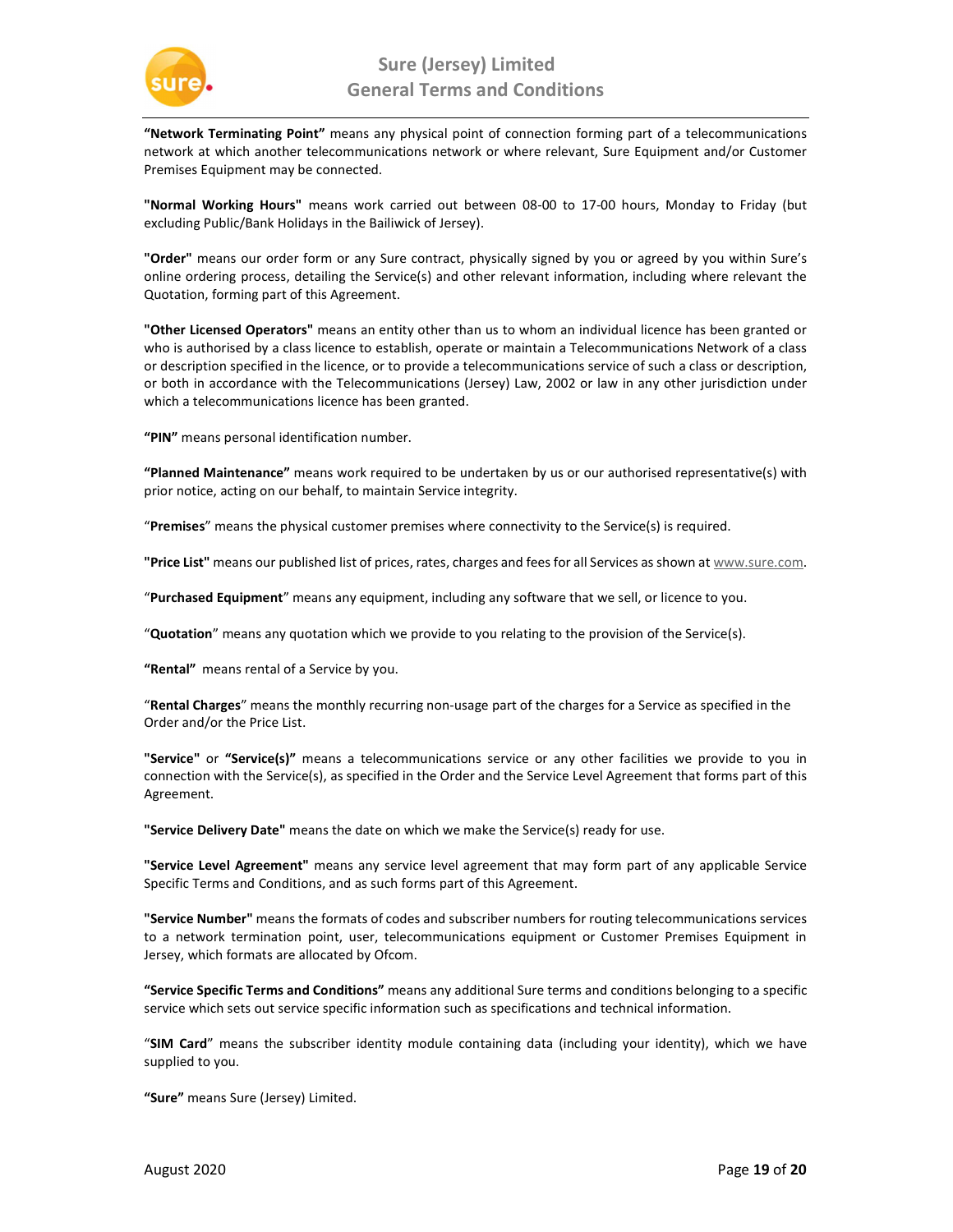**"Network Terminating Point"** means any physical point of connection forming part of a telecommunications network at which another telecommunications network or where relevant, Sure Equipment and/or Customer Premises Equipment may be connected.

**"Normal Working Hours"** means work carried out between 08-00 to 17-00 hours, Monday to Friday (but excluding Public/Bank Holidays in the Bailiwick of Jersey).

**"Order"** means our order form or any Sure contract, physically signed by you or agreed by you within Sure's online ordering process, detailing the Service(s) and other relevant information, including where relevant the Quotation, forming part of this Agreement.

**"Other Licensed Operators"** means an entity other than us to whom an individual licence has been granted or who is authorised by a class licence to establish, operate or maintain a Telecommunications Network of a class or description specified in the licence, or to provide a telecommunications service of such a class or description, or both in accordance with the Telecommunications (Jersey) Law, 2002 or law in any other jurisdiction under which a telecommunications licence has been granted.

**"PIN"** means personal identification number.

**"Planned Maintenance"** means work required to be undertaken by us or our authorised representative(s) with prior notice, acting on our behalf, to maintain Service integrity.

"**Premises**" means the physical customer premises where connectivity to the Service(s) is required.

**"Price List"** means our published list of prices, rates, charges and fees for all Services as shown at www.sure.com.

"**Purchased Equipment**" means any equipment, including any software that we sell, or licence to you.

"**Quotation**" means any quotation which we provide to you relating to the provision of the Service(s).

**"Rental"** means rental of a Service by you.

"**Rental Charges**" means the monthly recurring non-usage part of the charges for a Service as specified in the Order and/or the Price List.

**"Service"** or **"Service(s)"** means a telecommunications service or any other facilities we provide to you in connection with the Service(s), as specified in the Order and the Service Level Agreement that forms part of this Agreement.

**"Service Delivery Date"** means the date on which we make the Service(s) ready for use.

**"Service Level Agreement"** means any service level agreement that may form part of any applicable Service Specific Terms and Conditions, and as such forms part of this Agreement.

**"Service Number"** means the formats of codes and subscriber numbers for routing telecommunications services to a network termination point, user, telecommunications equipment or Customer Premises Equipment in Jersey, which formats are allocated by Ofcom.

**"Service Specific Terms and Conditions"** means any additional Sure terms and conditions belonging to a specific service which sets out service specific information such as specifications and technical information.

"**SIM Card**" means the subscriber identity module containing data (including your identity), which we have supplied to you.

**"Sure"** means Sure (Jersey) Limited.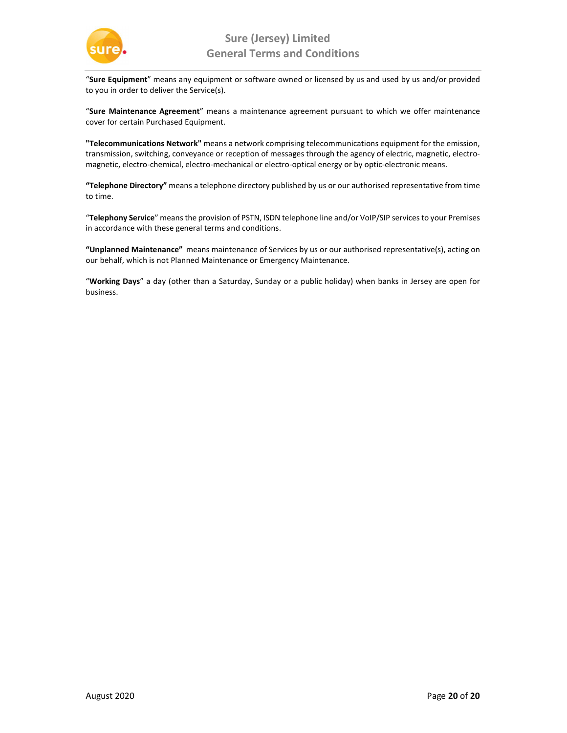"**Sure Equipment**" means any equipment or software owned or licensed by us and used by us and/or provided to you in order to deliver the Service(s).

"**Sure Maintenance Agreement**" means a maintenance agreement pursuant to which we offer maintenance cover for certain Purchased Equipment.

**"Telecommunications Network"** means a network comprising telecommunications equipment for the emission, transmission, switching, conveyance or reception of messages through the agency of electric, magnetic, electro-magnetic, electro-chemical, electro-mechanical or electro-optical energy or by optic-electronic means.

**"Telephone Directory"** means a telephone directory published by us or our authorised representative from time to time.

"**Telephony Service**" means the provision of PSTN, ISDN telephone line and/or VoIP/SIP services to your Premises in accordance with these general terms and conditions.

**"Unplanned Maintenance"** means maintenance of Services by us or our authorised representative(s), acting on our behalf, which is not Planned Maintenance or Emergency Maintenance.

"**Working Days**" a day (other than a Saturday, Sunday or a public holiday) when banks in Jersey are open for business.